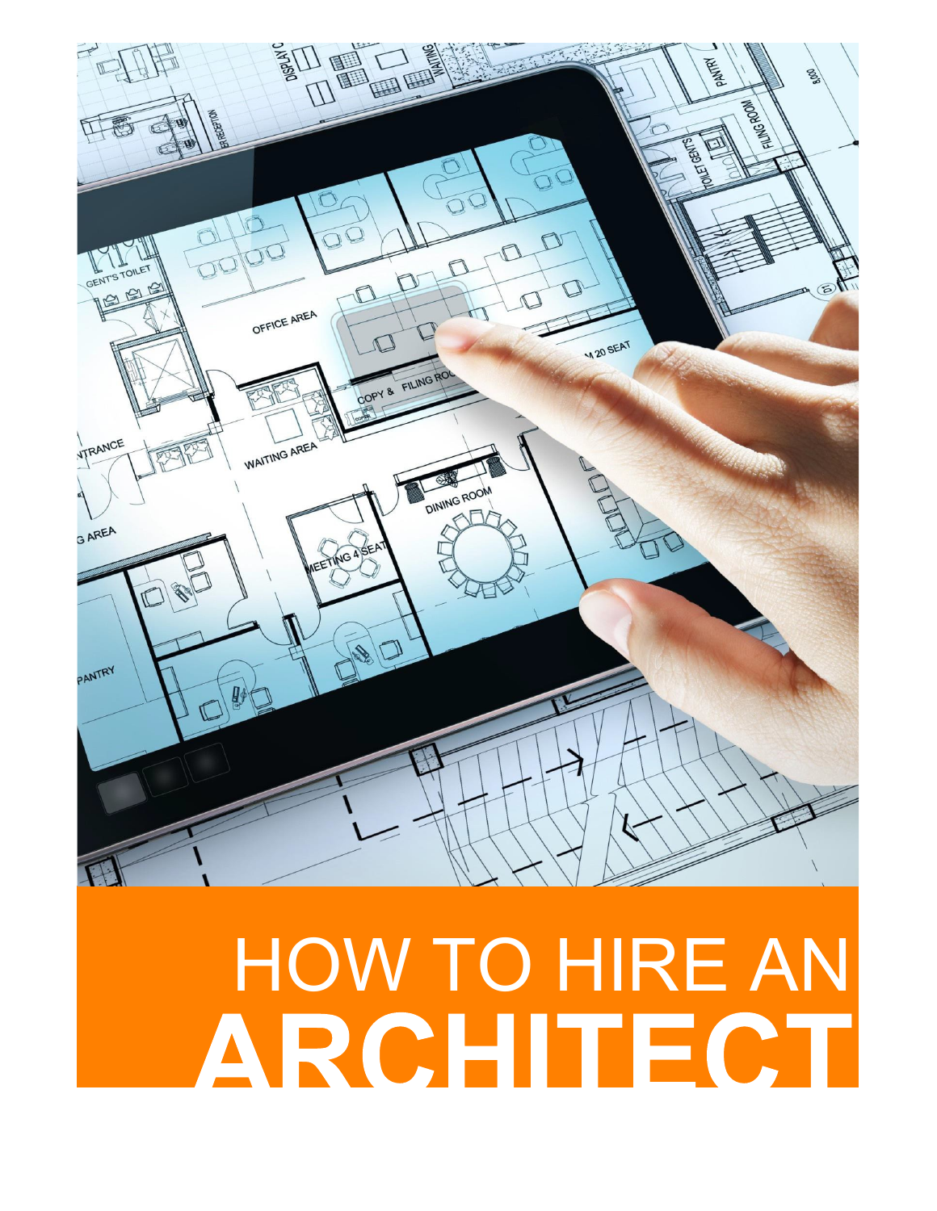# HOW TO HIRE AN ARCHITECT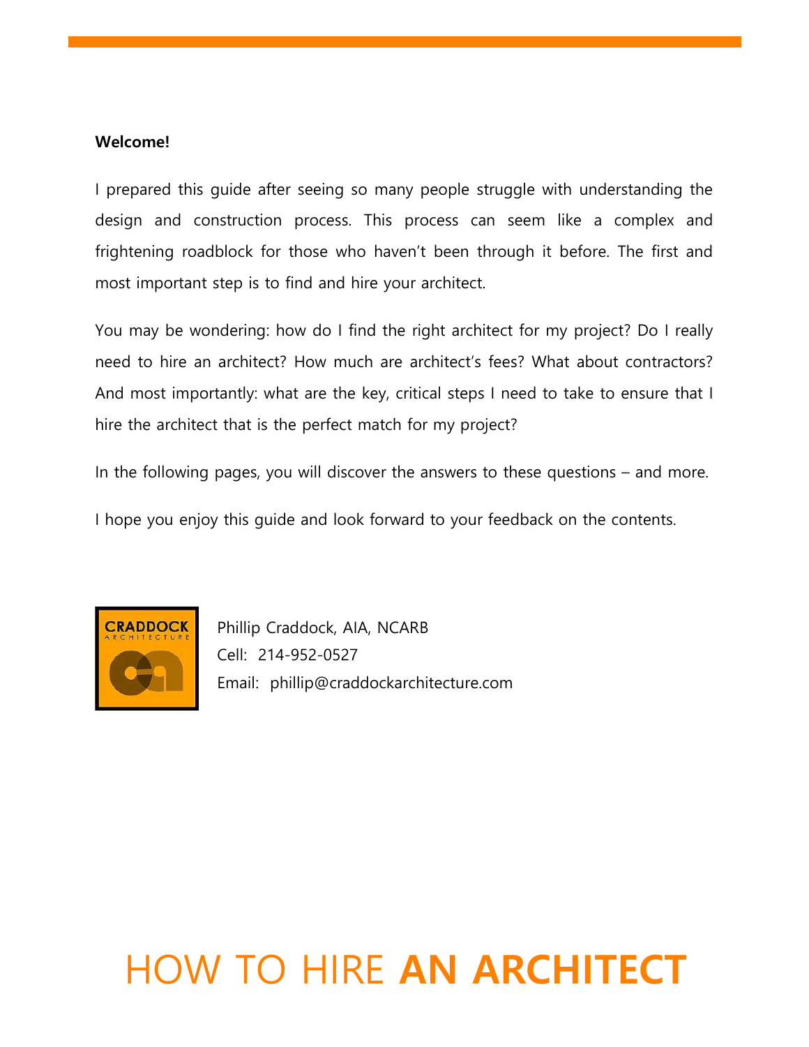**Welcome!**

I prepared this guide after seeing so many people struggle with understanding the design and construction process. This process can seem like a complex and frightening roadblock for those who haven't been through it before. The first and most important step is to find and hire your architect.

You may be wondering: how do I find the right architect for my project? Do I really need to hire an architect? How much are architect's fees? What about contractors? And most importantly: what are the key, critical steps I need to take to ensure that I hire the architect that is the perfect match for my project?

In the following pages, you will discover the answers to these questions – and more.

I hope you enjoy this guide and look forward to your feedback on the contents.

Phillip Craddock, AIA, NCARB
Cell: 214-952-0527
Email: phillip@craddockarchitecture.com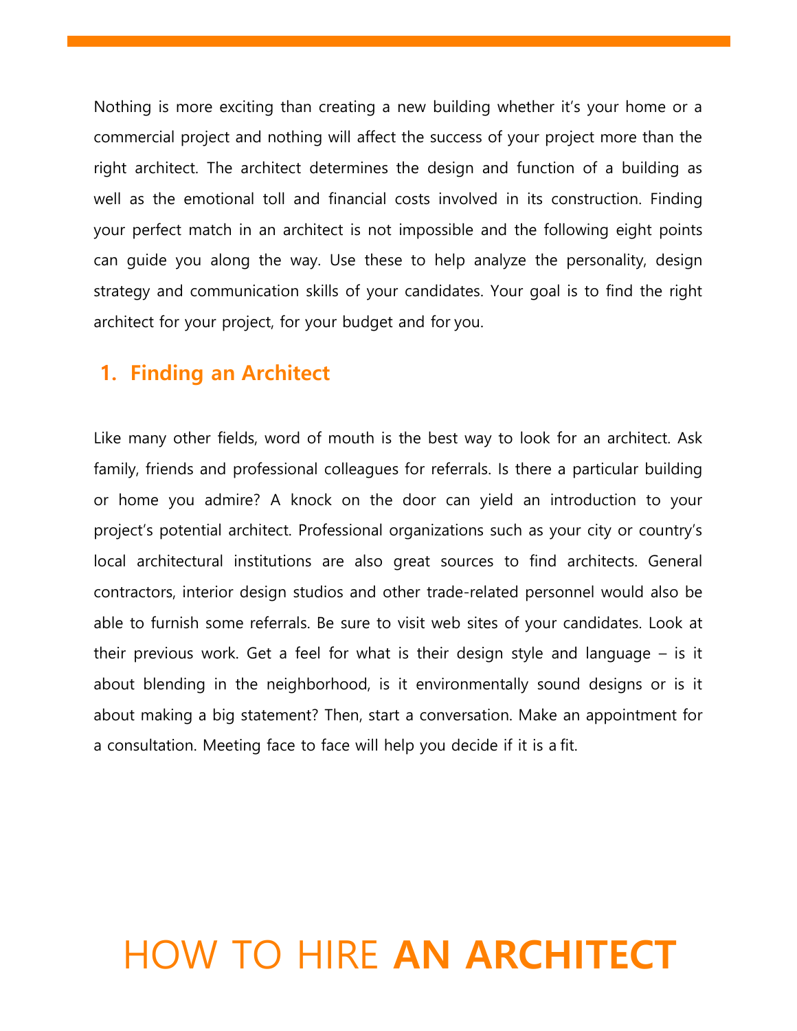Nothing is more exciting than creating a new building whether it's your home or a commercial project and nothing will affect the success of your project more than the right architect. The architect determines the design and function of a building as well as the emotional toll and financial costs involved in its construction. Finding your perfect match in an architect is not impossible and the following eight points can guide you along the way. Use these to help analyze the personality, design strategy and communication skills of your candidates. Your goal is to find the right architect for your project, for your budget and for you.

## 1. Finding an Architect

Like many other fields, word of mouth is the best way to look for an architect. Ask family, friends and professional colleagues for referrals. Is there a particular building or home you admire? A knock on the door can yield an introduction to your project's potential architect. Professional organizations such as your city or country's local architectural institutions are also great sources to find architects. General contractors, interior design studios and other trade-related personnel would also be able to furnish some referrals. Be sure to visit web sites of your candidates. Look at their previous work. Get a feel for what is their design style and language – is it about blending in the neighborhood, is it environmentally sound designs or is it about making a big statement? Then, start a conversation. Make an appointment for a consultation. Meeting face to face will help you decide if it is a fit.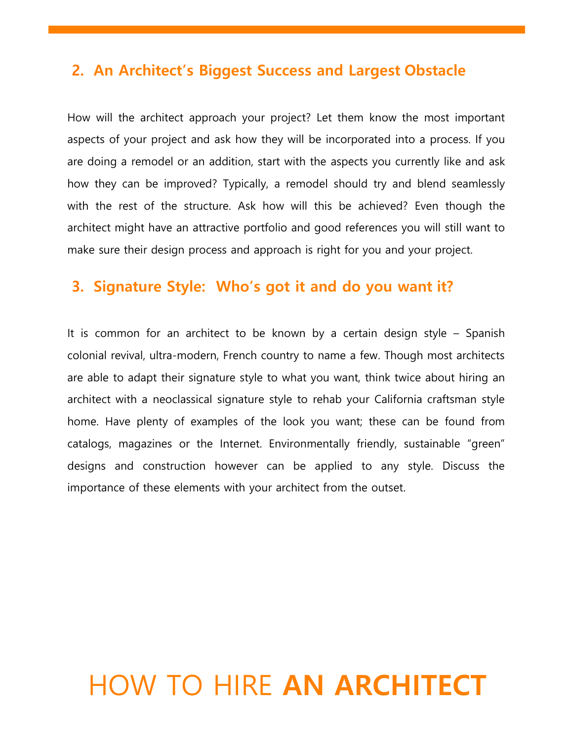## 2. An Architect's Biggest Success and Largest Obstacle

How will the architect approach your project? Let them know the most important aspects of your project and ask how they will be incorporated into a process. If you are doing a remodel or an addition, start with the aspects you currently like and ask how they can be improved? Typically, a remodel should try and blend seamlessly with the rest of the structure. Ask how will this be achieved? Even though the architect might have an attractive portfolio and good references you will still want to make sure their design process and approach is right for you and your project.

## 3. Signature Style: Who's got it and do you want it?

It is common for an architect to be known by a certain design style – Spanish colonial revival, ultra-modern, French country to name a few. Though most architects are able to adapt their signature style to what you want, think twice about hiring an architect with a neoclassical signature style to rehab your California craftsman style home. Have plenty of examples of the look you want; these can be found from catalogs, magazines or the Internet. Environmentally friendly, sustainable "green" designs and construction however can be applied to any style. Discuss the importance of these elements with your architect from the outset.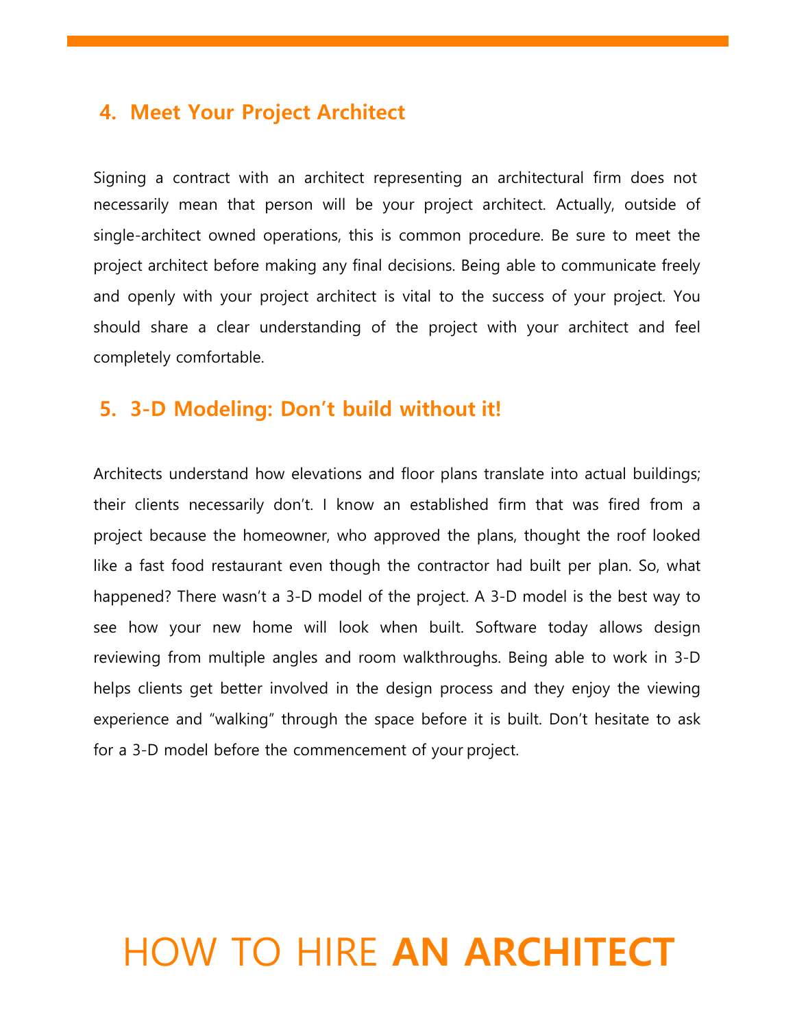## 4. Meet Your Project Architect

Signing a contract with an architect representing an architectural firm does not necessarily mean that person will be your project architect. Actually, outside of single-architect owned operations, this is common procedure. Be sure to meet the project architect before making any final decisions. Being able to communicate freely and openly with your project architect is vital to the success of your project. You should share a clear understanding of the project with your architect and feel completely comfortable.

## 5. 3-D Modeling: Don't build without it!

Architects understand how elevations and floor plans translate into actual buildings; their clients necessarily don't. I know an established firm that was fired from a project because the homeowner, who approved the plans, thought the roof looked like a fast food restaurant even though the contractor had built per plan. So, what happened? There wasn't a 3-D model of the project. A 3-D model is the best way to see how your new home will look when built. Software today allows design reviewing from multiple angles and room walkthroughs. Being able to work in 3-D helps clients get better involved in the design process and they enjoy the viewing experience and "walking" through the space before it is built. Don't hesitate to ask for a 3-D model before the commencement of your project.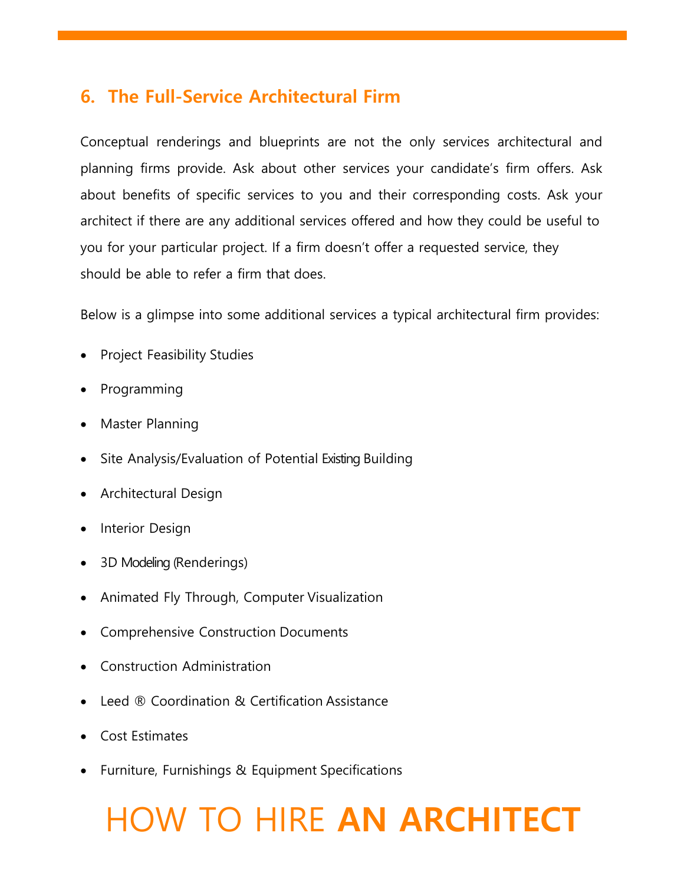## 6. The Full-Service Architectural Firm

Conceptual renderings and blueprints are not the only services architectural and planning firms provide. Ask about other services your candidate's firm offers. Ask about benefits of specific services to you and their corresponding costs. Ask your architect if there are any additional services offered and how they could be useful to you for your particular project. If a firm doesn't offer a requested service, they should be able to refer a firm that does.

Below is a glimpse into some additional services a typical architectural firm provides:

- Project Feasibility Studies
- Programming
- Master Planning
- Site Analysis/Evaluation of Potential Existing Building
- Architectural Design
- Interior Design
- 3D Modeling (Renderings)
- Animated Fly Through, Computer Visualization
- Comprehensive Construction Documents
- Construction Administration
- Leed ® Coordination & Certification Assistance
- Cost Estimates
- Furniture, Furnishings & Equipment Specifications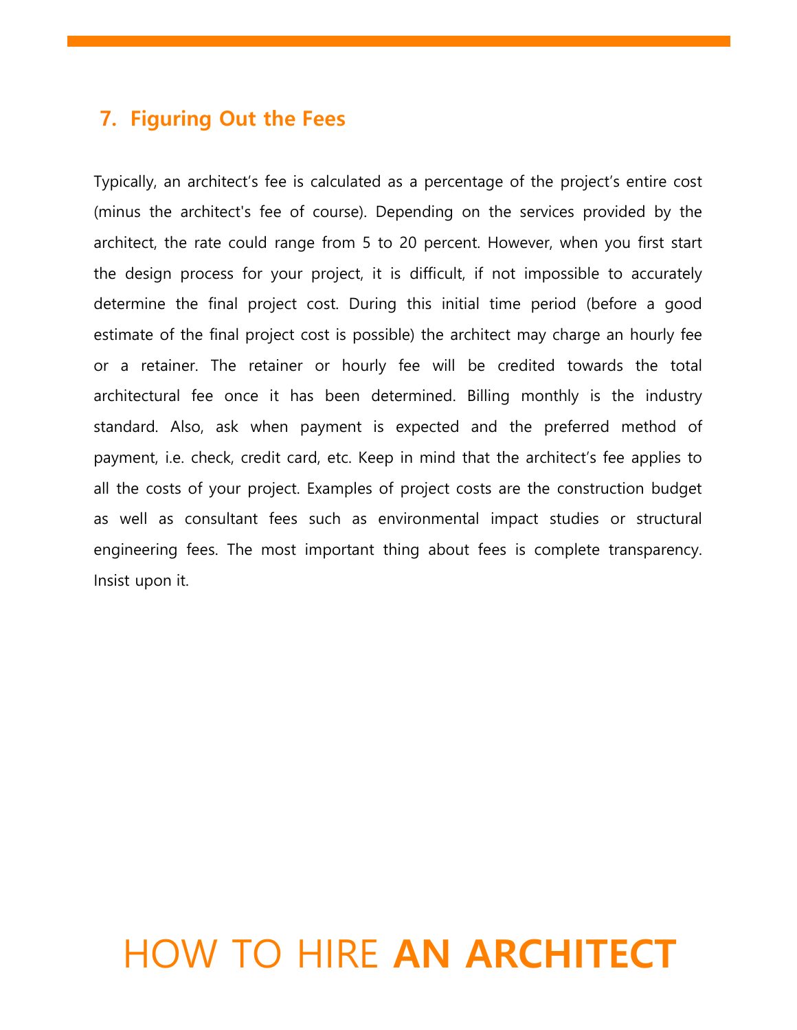## 7. Figuring Out the Fees

Typically, an architect's fee is calculated as a percentage of the project's entire cost (minus the architect's fee of course). Depending on the services provided by the architect, the rate could range from 5 to 20 percent. However, when you first start the design process for your project, it is difficult, if not impossible to accurately determine the final project cost. During this initial time period (before a good estimate of the final project cost is possible) the architect may charge an hourly fee or a retainer. The retainer or hourly fee will be credited towards the total architectural fee once it has been determined. Billing monthly is the industry standard. Also, ask when payment is expected and the preferred method of payment, i.e. check, credit card, etc. Keep in mind that the architect's fee applies to all the costs of your project. Examples of project costs are the construction budget as well as consultant fees such as environmental impact studies or structural engineering fees. The most important thing about fees is complete transparency. Insist upon it.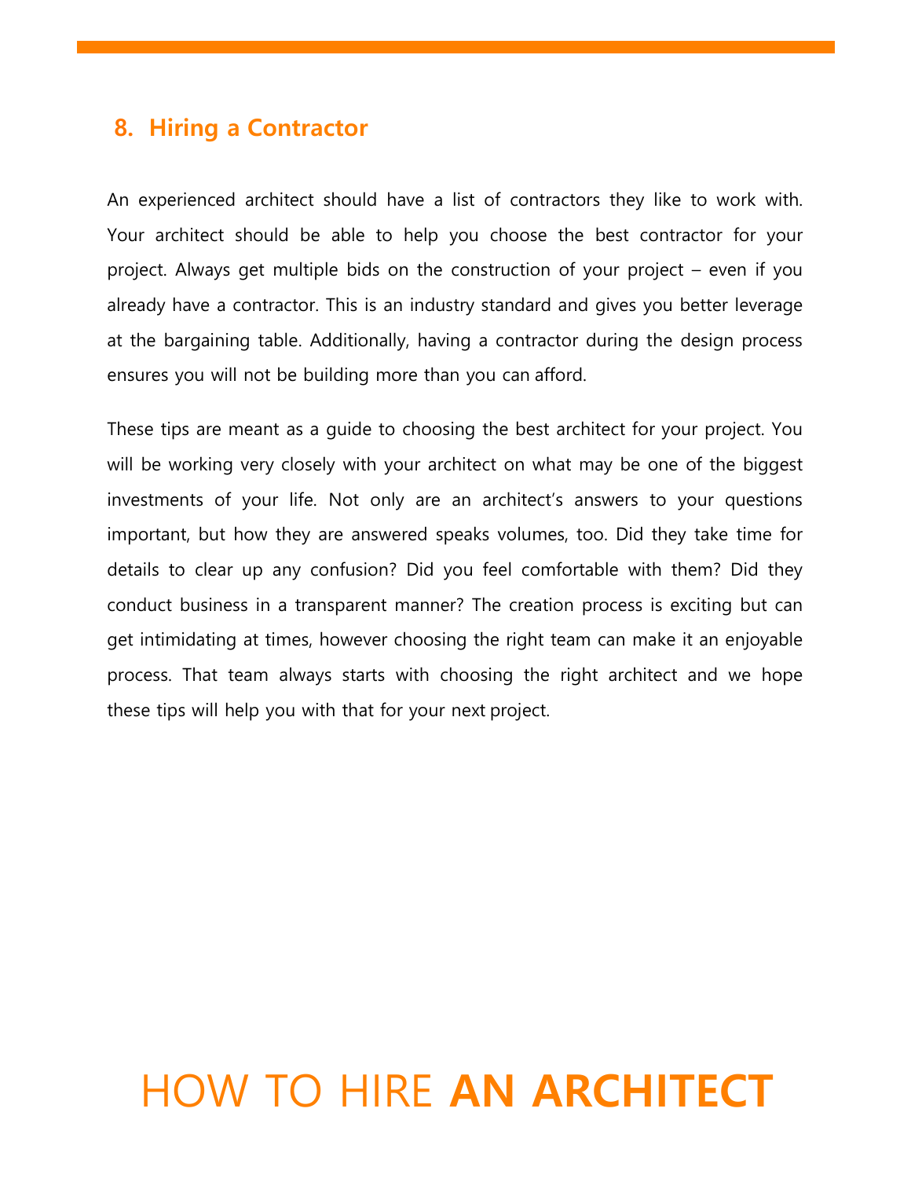## 8. Hiring a Contractor

An experienced architect should have a list of contractors they like to work with. Your architect should be able to help you choose the best contractor for your project. Always get multiple bids on the construction of your project – even if you already have a contractor. This is an industry standard and gives you better leverage at the bargaining table. Additionally, having a contractor during the design process ensures you will not be building more than you can afford.

These tips are meant as a guide to choosing the best architect for your project. You will be working very closely with your architect on what may be one of the biggest investments of your life. Not only are an architect's answers to your questions important, but how they are answered speaks volumes, too. Did they take time for details to clear up any confusion? Did you feel comfortable with them? Did they conduct business in a transparent manner? The creation process is exciting but can get intimidating at times, however choosing the right team can make it an enjoyable process. That team always starts with choosing the right architect and we hope these tips will help you with that for your next project.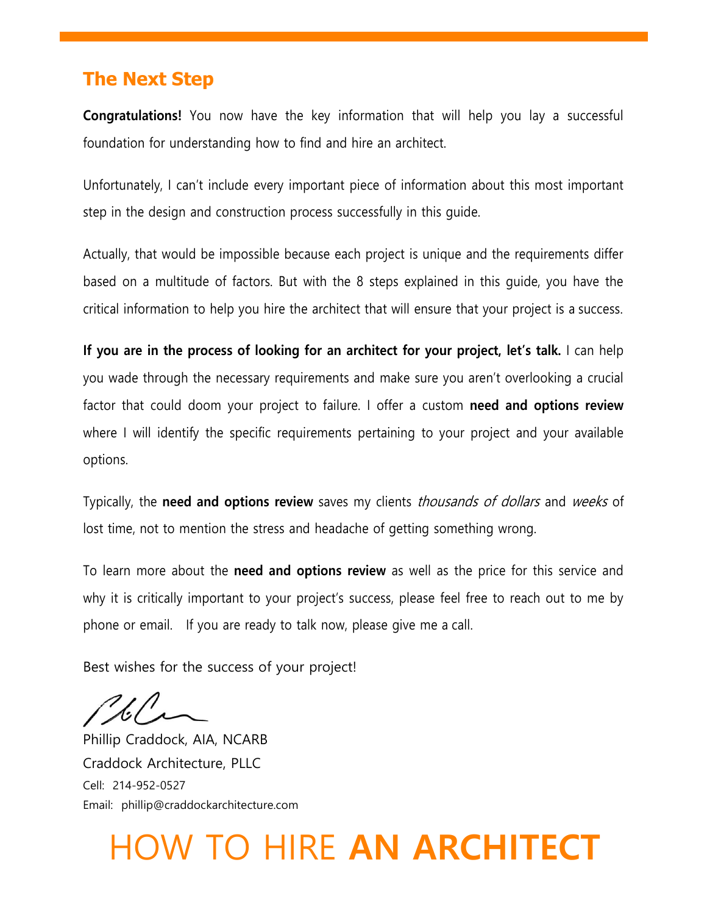## The Next Step

**Congratulations!** You now have the key information that will help you lay a successful foundation for understanding how to find and hire an architect.

Unfortunately, I can't include every important piece of information about this most important step in the design and construction process successfully in this guide.

Actually, that would be impossible because each project is unique and the requirements differ based on a multitude of factors. But with the 8 steps explained in this guide, you have the critical information to help you hire the architect that will ensure that your project is a success.

**If you are in the process of looking for an architect for your project, let's talk.** I can help you wade through the necessary requirements and make sure you aren't overlooking a crucial factor that could doom your project to failure. I offer a custom **need and options review** where I will identify the specific requirements pertaining to your project and your available options.

Typically, the **need and options review** saves my clients *thousands of dollars* and *weeks* of lost time, not to mention the stress and headache of getting something wrong.

To learn more about the **need and options review** as well as the price for this service and why it is critically important to your project's success, please feel free to reach out to me by phone or email. If you are ready to talk now, please give me a call.

Best wishes for the success of your project!

Phillip Craddock, AIA, NCARB
Craddock Architecture, PLLC
Cell: 214-952-0527
Email: phillip@craddockarchitecture.com

HOW TO HIRE **AN ARCHITECT**